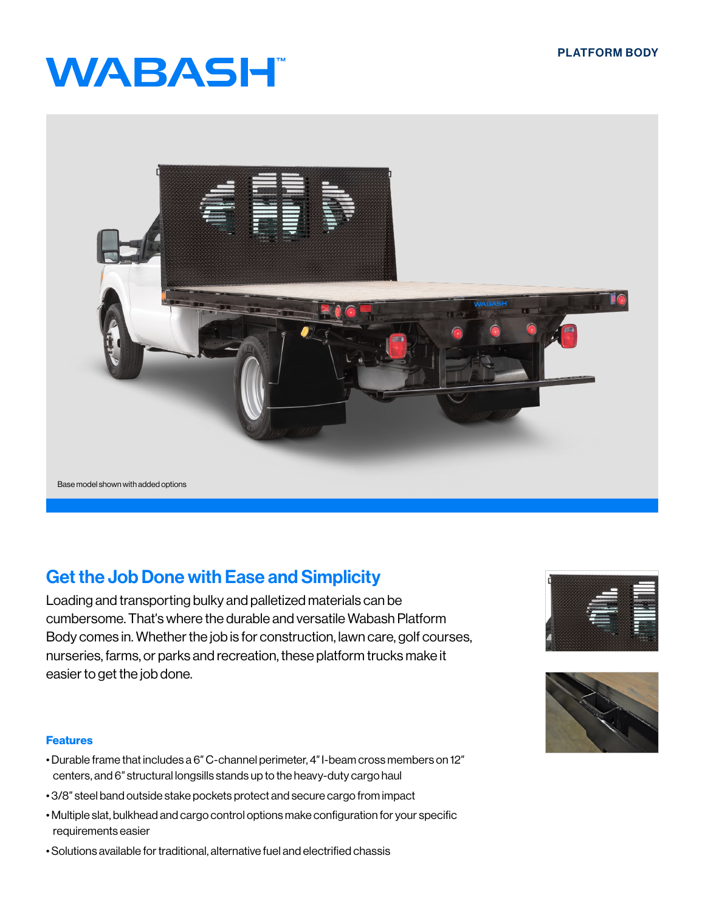# WABASH™

PLATFORM BODY

Base model shown with added options

## Get the Job Done with Ease and Simplicity

Loading and transporting bulky and palletized materials can be cumbersome. That's where the durable and versatile Wabash Platform Body comes in. Whether the job is for construction, lawn care, golf courses, nurseries, farms, or parks and recreation, these platform trucks make it easier to get the job done.

### Features

- Durable frame that includes a 6″ C-channel perimeter, 4″ I-beam cross members on 12″ centers, and 6″ structural longsills stands up to the heavy-duty cargo haul
- 3/8″ steel band outside stake pockets protect and secure cargo from impact
- Multiple slat, bulkhead and cargo control options make configuration for your specific requirements easier
- Solutions available for traditional, alternative fuel and electrified chassis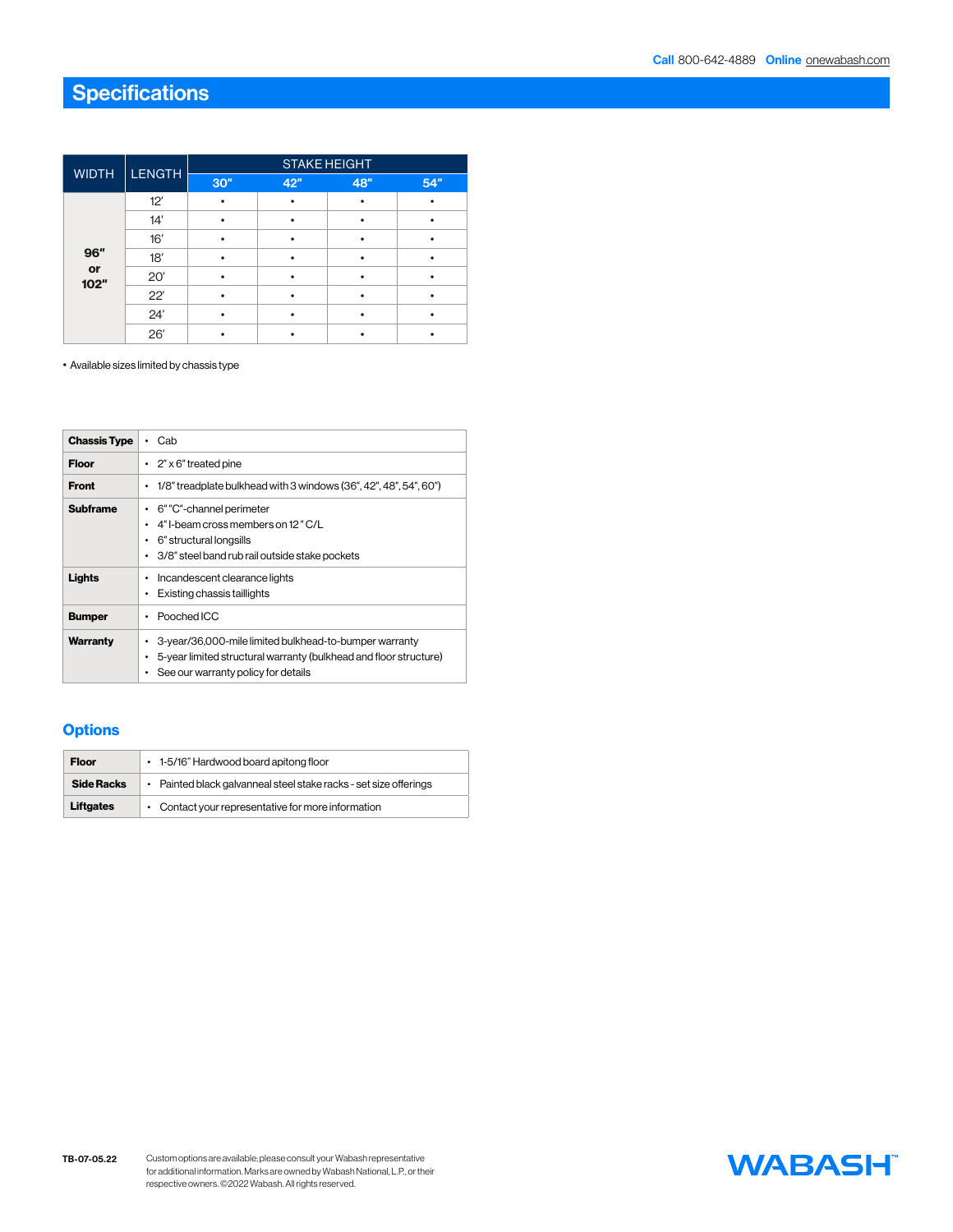## Specifications

| WIDTH | LENGTH | STAKE HEIGHT | | | |
|---|---|---|---|---|---|
| | | 30" | 42" | 48" | 54" |
| 96" or 102" | 12' | • | • | • | • |
| | 14' | • | • | • | • |
| | 16' | • | • | • | • |
| | 18' | • | • | • | • |
| | 20' | • | • | • | • |
| | 22' | • | • | • | • |
| | 24' | • | • | • | • |
| | 26' | • | • | • | • |

• Available sizes limited by chassis type

| | |
|---|---|
| **Chassis Type** | • Cab |
| **Floor** | • 2" x 6" treated pine |
| **Front** | • 1/8" treadplate bulkhead with 3 windows (36", 42", 48", 54", 60") |
| **Subframe** | • 6" "C"-channel perimeter<br>• 4" I-beam cross members on 12" C/L<br>• 6" structural longsills<br>• 3/8" steel band rub rail outside stake pockets |
| **Lights** | • Incandescent clearance lights<br>• Existing chassis taillights |
| **Bumper** | • Pooched ICC |
| **Warranty** | • 3-year/36,000-mile limited bulkhead-to-bumper warranty<br>• 5-year limited structural warranty (bulkhead and floor structure)<br>• See our warranty policy for details |

## Options

| | |
|---|---|
| **Floor** | • 1-5/16" Hardwood board apitong floor |
| **Side Racks** | • Painted black galvanneal steel stake racks - set size offerings |
| **Liftgates** | • Contact your representative for more information |

TB-07-05.22

Custom options are available; please consult your Wabash representative for additional information. Marks are owned by Wabash National, L.P., or their respective owners. ©2022 Wabash. All rights reserved.